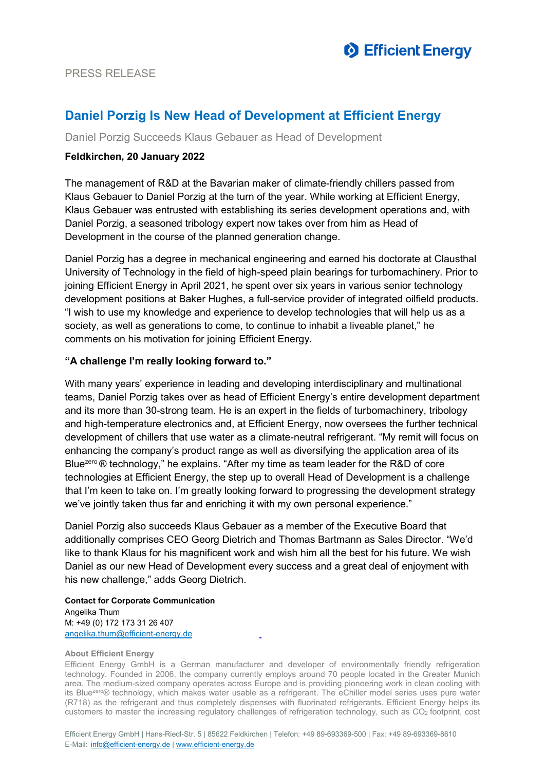PRESS RELEASE

# Daniel Porzig Is New Head of Development at Efficient Energy

Daniel Porzig Succeeds Klaus Gebauer as Head of Development

**Feldkirchen, 20 January 2022**

The management of R&D at the Bavarian maker of climate-friendly chillers passed from Klaus Gebauer to Daniel Porzig at the turn of the year. While working at Efficient Energy, Klaus Gebauer was entrusted with establishing its series development operations and, with Daniel Porzig, a seasoned tribology expert now takes over from him as Head of Development in the course of the planned generation change.

Daniel Porzig has a degree in mechanical engineering and earned his doctorate at Clausthal University of Technology in the field of high-speed plain bearings for turbomachinery. Prior to joining Efficient Energy in April 2021, he spent over six years in various senior technology development positions at Baker Hughes, a full-service provider of integrated oilfield products. “I wish to use my knowledge and experience to develop technologies that will help us as a society, as well as generations to come, to continue to inhabit a liveable planet,” he comments on his motivation for joining Efficient Energy.

## “A challenge I’m really looking forward to.”

With many years’ experience in leading and developing interdisciplinary and multinational teams, Daniel Porzig takes over as head of Efficient Energy’s entire development department and its more than 30-strong team. He is an expert in the fields of turbomachinery, tribology and high-temperature electronics and, at Efficient Energy, now oversees the further technical development of chillers that use water as a climate-neutral refrigerant. “My remit will focus on enhancing the company’s product range as well as diversifying the application area of its Blue$^{zero}$® technology,” he explains. “After my time as team leader for the R&D of core technologies at Efficient Energy, the step up to overall Head of Development is a challenge that I’m keen to take on. I’m greatly looking forward to progressing the development strategy we’ve jointly taken thus far and enriching it with my own personal experience.”

Daniel Porzig also succeeds Klaus Gebauer as a member of the Executive Board that additionally comprises CEO Georg Dietrich and Thomas Bartmann as Sales Director. “We’d like to thank Klaus for his magnificent work and wish him all the best for his future. We wish Daniel as our new Head of Development every success and a great deal of enjoyment with his new challenge,” adds Georg Dietrich.

**Contact for Corporate Communication**
Angelika Thum
M: +49 (0) 172 173 31 26 407
angelika.thum@efficient-energy.de

**About Efficient Energy**

Efficient Energy GmbH is a German manufacturer and developer of environmentally friendly refrigeration technology. Founded in 2006, the company currently employs around 70 people located in the Greater Munich area. The medium-sized company operates across Europe and is providing pioneering work in clean cooling with its Blue$^{zero}$® technology, which makes water usable as a refrigerant. The eChiller model series uses pure water (R718) as the refrigerant and thus completely dispenses with fluorinated refrigerants. Efficient Energy helps its customers to master the increasing regulatory challenges of refrigeration technology, such as $CO_2$ footprint, cost

Efficient Energy GmbH | Hans-Riedl-Str. 5 | 85622 Feldkirchen | Telefon: +49 89-693369-500 | Fax: +49 89-693369-8610
E-Mail: info@efficient-energy.de | www.efficient-energy.de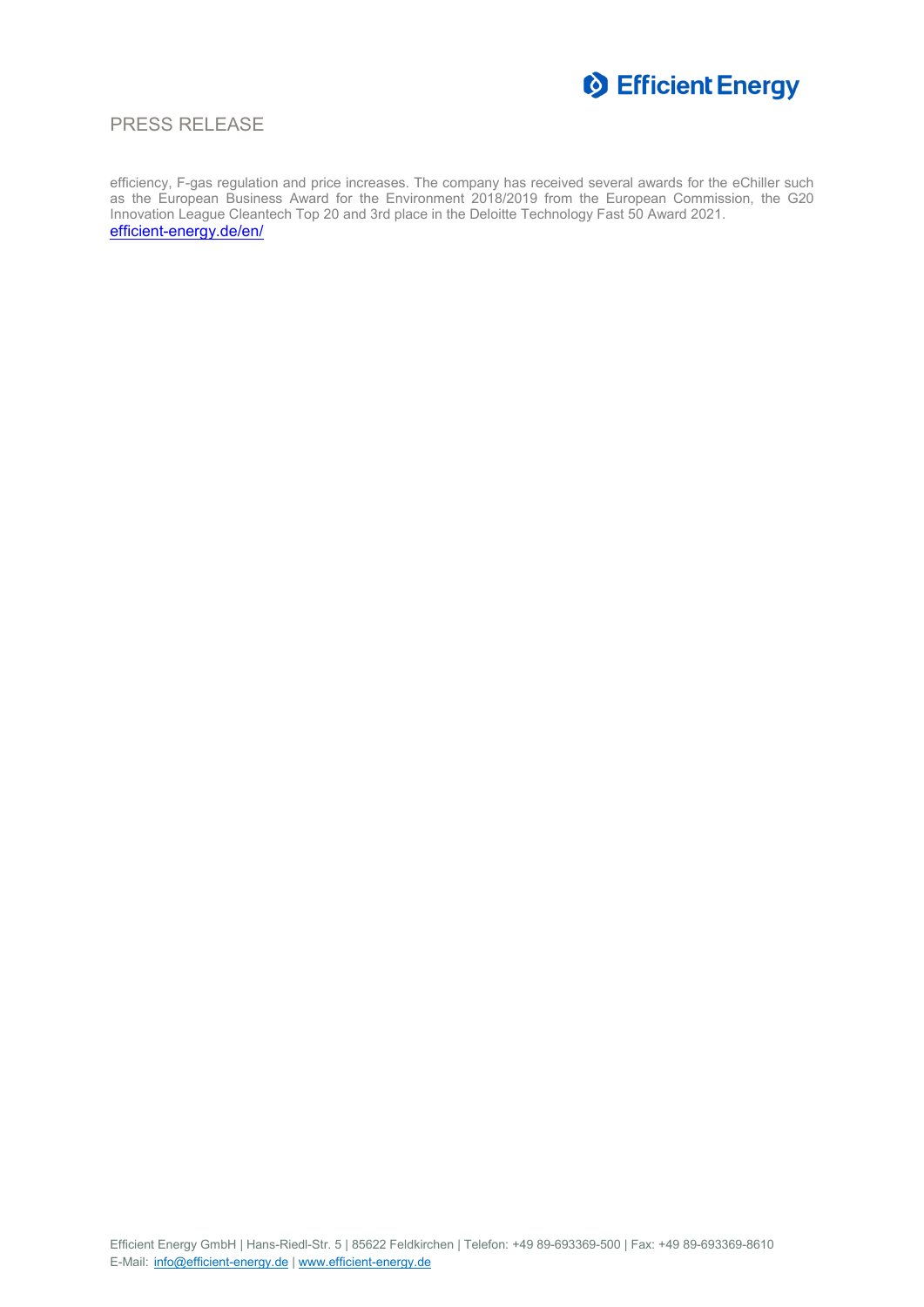efficiency, F-gas regulation and price increases. The company has received several awards for the eChiller such as the European Business Award for the Environment 2018/2019 from the European Commission, the G20 Innovation League Cleantech Top 20 and 3rd place in the Deloitte Technology Fast 50 Award 2021.
[efficient-energy.de/en/](efficient-energy.de/en/)

Efficient Energy GmbH | Hans-Riedl-Str. 5 | 85622 Feldkirchen | Telefon: +49 89-693369-500 | Fax: +49 89-693369-8610
E-Mail: info@efficient-energy.de | www.efficient-energy.de